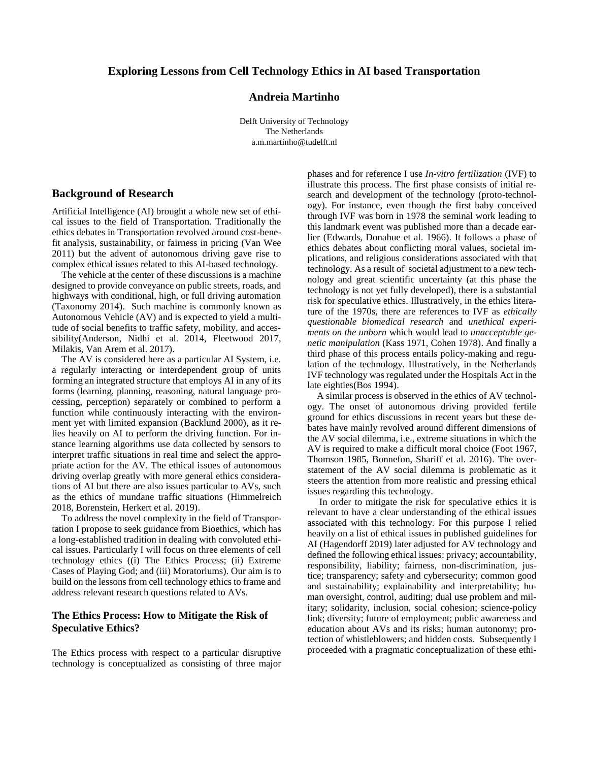# Exploring Lessons from Cell Technology Ethics in AI based Transportation

**Andreia Martinho**

Delft University of Technology
The Netherlands
a.m.martinho@tudelft.nl

## Background of Research

Artificial Intelligence (AI) brought a whole new set of ethical issues to the field of Transportation. Traditionally the ethics debates in Transportation revolved around cost-benefit analysis, sustainability, or fairness in pricing (Van Wee 2011) but the advent of autonomous driving gave rise to complex ethical issues related to this AI-based technology.

The vehicle at the center of these discussions is a machine designed to provide conveyance on public streets, roads, and highways with conditional, high, or full driving automation (Taxonomy 2014). Such machine is commonly known as Autonomous Vehicle (AV) and is expected to yield a multitude of social benefits to traffic safety, mobility, and accessibility(Anderson, Nidhi et al. 2014, Fleetwood 2017, Milakis, Van Arem et al. 2017).

The AV is considered here as a particular AI System, i.e. a regularly interacting or interdependent group of units forming an integrated structure that employs AI in any of its forms (learning, planning, reasoning, natural language processing, perception) separately or combined to perform a function while continuously interacting with the environment yet with limited expansion (Backlund 2000), as it relies heavily on AI to perform the driving function. For instance learning algorithms use data collected by sensors to interpret traffic situations in real time and select the appropriate action for the AV. The ethical issues of autonomous driving overlap greatly with more general ethics considerations of AI but there are also issues particular to AVs, such as the ethics of mundane traffic situations (Himmelreich 2018, Borenstein, Herkert et al. 2019).

To address the novel complexity in the field of Transportation I propose to seek guidance from Bioethics, which has a long-established tradition in dealing with convoluted ethical issues. Particularly I will focus on three elements of cell technology ethics ((i) The Ethics Process; (ii) Extreme Cases of Playing God; and (iii) Moratoriums). Our aim is to build on the lessons from cell technology ethics to frame and address relevant research questions related to AVs.

### The Ethics Process: How to Mitigate the Risk of Speculative Ethics?

The Ethics process with respect to a particular disruptive technology is conceptualized as consisting of three major phases and for reference I use *In-vitro fertilization* (IVF) to illustrate this process. The first phase consists of initial research and development of the technology (proto-technology). For instance, even though the first baby conceived through IVF was born in 1978 the seminal work leading to this landmark event was published more than a decade earlier (Edwards, Donahue et al. 1966). It follows a phase of ethics debates about conflicting moral values, societal implications, and religious considerations associated with that technology. As a result of societal adjustment to a new technology and great scientific uncertainty (at this phase the technology is not yet fully developed), there is a substantial risk for speculative ethics. Illustratively, in the ethics literature of the 1970s, there are references to IVF as *ethically questionable biomedical research* and *unethical experiments on the unborn* which would lead to *unacceptable genetic manipulation* (Kass 1971, Cohen 1978). And finally a third phase of this process entails policy-making and regulation of the technology. Illustratively, in the Netherlands IVF technology was regulated under the Hospitals Act in the late eighties(Bos 1994).

A similar process is observed in the ethics of AV technology. The onset of autonomous driving provided fertile ground for ethics discussions in recent years but these debates have mainly revolved around different dimensions of the AV social dilemma, i.e., extreme situations in which the AV is required to make a difficult moral choice (Foot 1967, Thomson 1985, Bonnefon, Shariff et al. 2016). The overstatement of the AV social dilemma is problematic as it steers the attention from more realistic and pressing ethical issues regarding this technology.

In order to mitigate the risk for speculative ethics it is relevant to have a clear understanding of the ethical issues associated with this technology. For this purpose I relied heavily on a list of ethical issues in published guidelines for AI (Hagendorff 2019) later adjusted for AV technology and defined the following ethical issues: privacy; accountability, responsibility, liability; fairness, non-discrimination, justice; transparency; safety and cybersecurity; common good and sustainability; explainability and interpretability; human oversight, control, auditing; dual use problem and military; solidarity, inclusion, social cohesion; science-policy link; diversity; future of employment; public awareness and education about AVs and its risks; human autonomy; protection of whistleblowers; and hidden costs. Subsequently I proceeded with a pragmatic conceptualization of these ethi-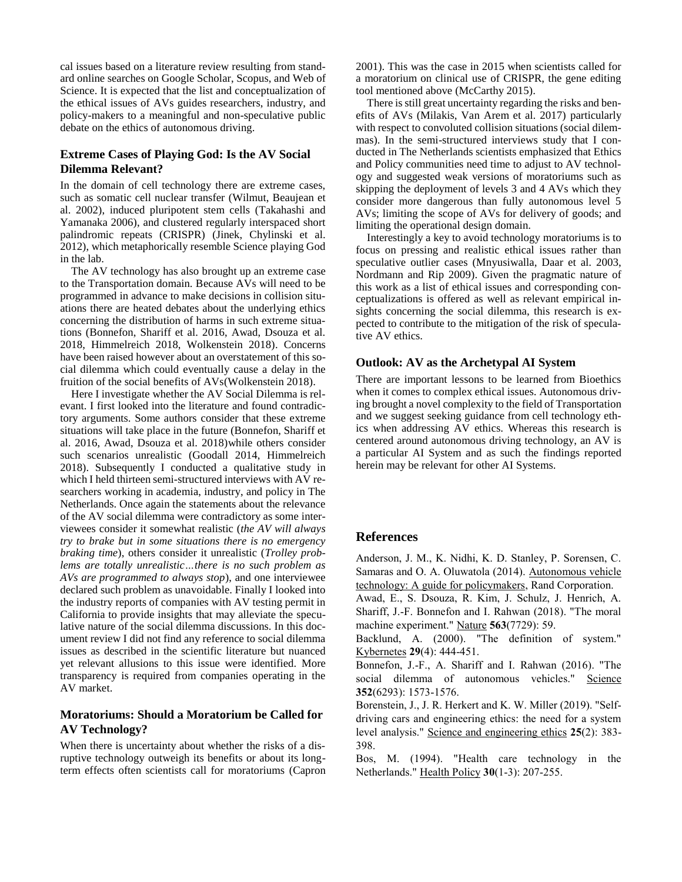cal issues based on a literature review resulting from standard online searches on Google Scholar, Scopus, and Web of Science. It is expected that the list and conceptualization of the ethical issues of AVs guides researchers, industry, and policy-makers to a meaningful and non-speculative public debate on the ethics of autonomous driving.

### Extreme Cases of Playing God: Is the AV Social Dilemma Relevant?

In the domain of cell technology there are extreme cases, such as somatic cell nuclear transfer (Wilmut, Beaujean et al. 2002), induced pluripotent stem cells (Takahashi and Yamanaka 2006), and clustered regularly interspaced short palindromic repeats (CRISPR) (Jinek, Chylinski et al. 2012), which metaphorically resemble Science playing God in the lab.

The AV technology has also brought up an extreme case to the Transportation domain. Because AVs will need to be programmed in advance to make decisions in collision situations there are heated debates about the underlying ethics concerning the distribution of harms in such extreme situations (Bonnefon, Shariff et al. 2016, Awad, Dsouza et al. 2018, Himmelreich 2018, Wolkenstein 2018). Concerns have been raised however about an overstatement of this social dilemma which could eventually cause a delay in the fruition of the social benefits of AVs(Wolkenstein 2018).

Here I investigate whether the AV Social Dilemma is relevant. I first looked into the literature and found contradictory arguments. Some authors consider that these extreme situations will take place in the future (Bonnefon, Shariff et al. 2016, Awad, Dsouza et al. 2018)while others consider such scenarios unrealistic (Goodall 2014, Himmelreich 2018). Subsequently I conducted a qualitative study in which I held thirteen semi-structured interviews with AV researchers working in academia, industry, and policy in The Netherlands. Once again the statements about the relevance of the AV social dilemma were contradictory as some interviewees consider it somewhat realistic (*the AV will always try to brake but in some situations there is no emergency braking time*), others consider it unrealistic (*Trolley problems are totally unrealistic…there is no such problem as AVs are programmed to always stop*), and one interviewee declared such problem as unavoidable. Finally I looked into the industry reports of companies with AV testing permit in California to provide insights that may alleviate the speculative nature of the social dilemma discussions. In this document review I did not find any reference to social dilemma issues as described in the scientific literature but nuanced yet relevant allusions to this issue were identified. More transparency is required from companies operating in the AV market.

### Moratoriums: Should a Moratorium be Called for AV Technology?

When there is uncertainty about whether the risks of a disruptive technology outweigh its benefits or about its long-term effects often scientists call for moratoriums (Capron 2001). This was the case in 2015 when scientists called for a moratorium on clinical use of CRISPR, the gene editing tool mentioned above (McCarthy 2015).

There is still great uncertainty regarding the risks and benefits of AVs (Milakis, Van Arem et al. 2017) particularly with respect to convoluted collision situations (social dilemmas). In the semi-structured interviews study that I conducted in The Netherlands scientists emphasized that Ethics and Policy communities need time to adjust to AV technology and suggested weak versions of moratoriums such as skipping the deployment of levels 3 and 4 AVs which they consider more dangerous than fully autonomous level 5 AVs; limiting the scope of AVs for delivery of goods; and limiting the operational design domain.

Interestingly a key to avoid technology moratoriums is to focus on pressing and realistic ethical issues rather than speculative outlier cases (Mnyusiwalla, Daar et al. 2003, Nordmann and Rip 2009). Given the pragmatic nature of this work as a list of ethical issues and corresponding conceptualizations is offered as well as relevant empirical insights concerning the social dilemma, this research is expected to contribute to the mitigation of the risk of speculative AV ethics.

### Outlook: AV as the Archetypal AI System

There are important lessons to be learned from Bioethics when it comes to complex ethical issues. Autonomous driving brought a novel complexity to the field of Transportation and we suggest seeking guidance from cell technology ethics when addressing AV ethics. Whereas this research is centered around autonomous driving technology, an AV is a particular AI System and as such the findings reported herein may be relevant for other AI Systems.

## References

Anderson, J. M., K. Nidhi, K. D. Stanley, P. Sorensen, C. Samaras and O. A. Oluwatola (2014). Autonomous vehicle technology: A guide for policymakers, Rand Corporation.

Awad, E., S. Dsouza, R. Kim, J. Schulz, J. Henrich, A. Shariff, J.-F. Bonnefon and I. Rahwan (2018). "The moral machine experiment." Nature **563**(7729): 59.

Backlund, A. (2000). "The definition of system." Kybernetes **29**(4): 444-451.

Bonnefon, J.-F., A. Shariff and I. Rahwan (2016). "The social dilemma of autonomous vehicles." Science **352**(6293): 1573-1576.

Borenstein, J., J. R. Herkert and K. W. Miller (2019). "Self-driving cars and engineering ethics: the need for a system level analysis." Science and engineering ethics **25**(2): 383-398.

Bos, M. (1994). "Health care technology in the Netherlands." Health Policy **30**(1-3): 207-255.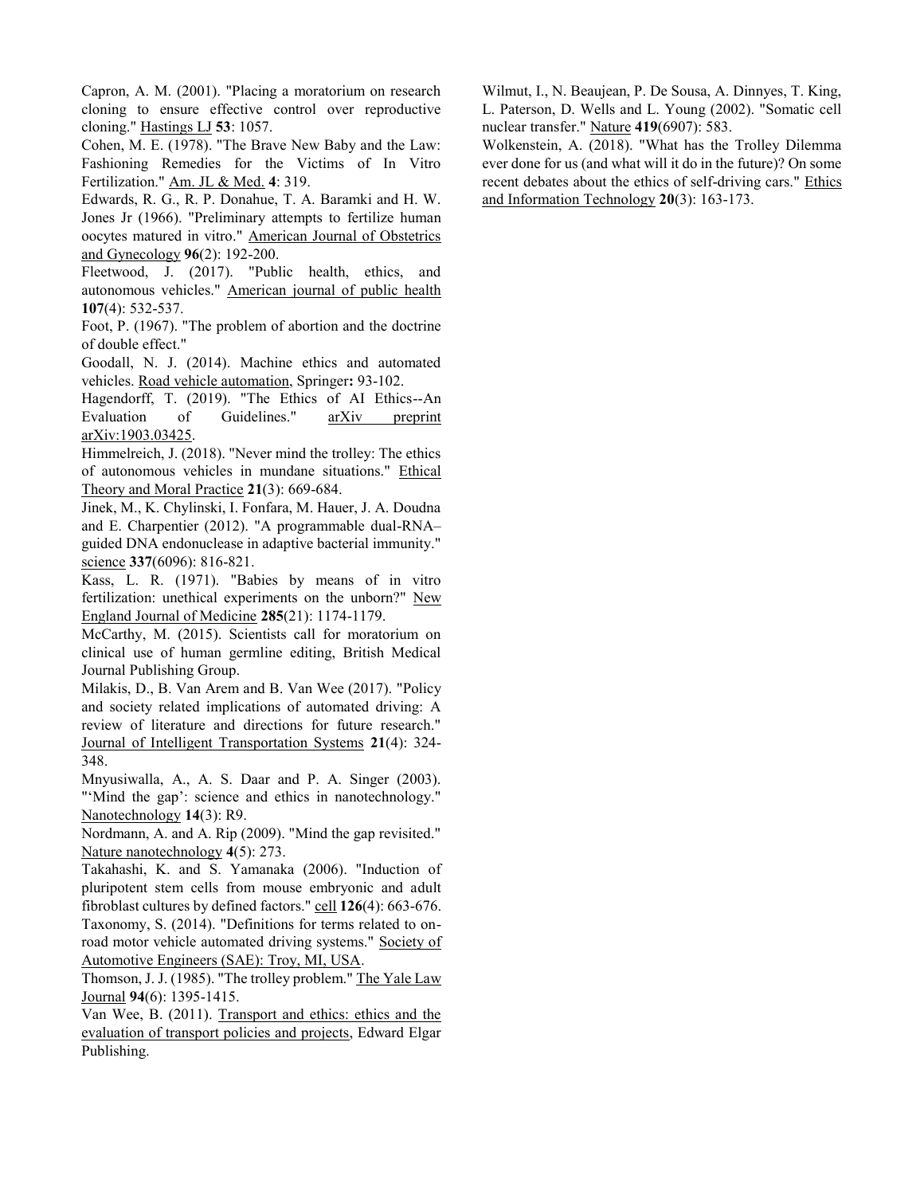Capron, A. M. (2001). "Placing a moratorium on research cloning to ensure effective control over reproductive cloning." Hastings LJ **53**: 1057.

Cohen, M. E. (1978). "The Brave New Baby and the Law: Fashioning Remedies for the Victims of In Vitro Fertilization." Am. JL & Med. **4**: 319.

Edwards, R. G., R. P. Donahue, T. A. Baramki and H. W. Jones Jr (1966). "Preliminary attempts to fertilize human oocytes matured in vitro." American Journal of Obstetrics and Gynecology **96**(2): 192-200.

Fleetwood, J. (2017). "Public health, ethics, and autonomous vehicles." American journal of public health **107**(4): 532-537.

Foot, P. (1967). "The problem of abortion and the doctrine of double effect."

Goodall, N. J. (2014). Machine ethics and automated vehicles. Road vehicle automation, Springer**:** 93-102.

Hagendorff, T. (2019). "The Ethics of AI Ethics--An Evaluation of Guidelines." arXiv preprint arXiv:1903.03425.

Himmelreich, J. (2018). "Never mind the trolley: The ethics of autonomous vehicles in mundane situations." Ethical Theory and Moral Practice **21**(3): 669-684.

Jinek, M., K. Chylinski, I. Fonfara, M. Hauer, J. A. Doudna and E. Charpentier (2012). "A programmable dual-RNA–guided DNA endonuclease in adaptive bacterial immunity." science **337**(6096): 816-821.

Kass, L. R. (1971). "Babies by means of in vitro fertilization: unethical experiments on the unborn?" New England Journal of Medicine **285**(21): 1174-1179.

McCarthy, M. (2015). Scientists call for moratorium on clinical use of human germline editing, British Medical Journal Publishing Group.

Milakis, D., B. Van Arem and B. Van Wee (2017). "Policy and society related implications of automated driving: A review of literature and directions for future research." Journal of Intelligent Transportation Systems **21**(4): 324-348.

Mnyusiwalla, A., A. S. Daar and P. A. Singer (2003). "'Mind the gap': science and ethics in nanotechnology." Nanotechnology **14**(3): R9.

Nordmann, A. and A. Rip (2009). "Mind the gap revisited." Nature nanotechnology **4**(5): 273.

Takahashi, K. and S. Yamanaka (2006). "Induction of pluripotent stem cells from mouse embryonic and adult fibroblast cultures by defined factors." cell **126**(4): 663-676.

Taxonomy, S. (2014). "Definitions for terms related to on-road motor vehicle automated driving systems." Society of Automotive Engineers (SAE): Troy, MI, USA.

Thomson, J. J. (1985). "The trolley problem." The Yale Law Journal **94**(6): 1395-1415.

Van Wee, B. (2011). Transport and ethics: ethics and the evaluation of transport policies and projects, Edward Elgar Publishing.

Wilmut, I., N. Beaujean, P. De Sousa, A. Dinnyes, T. King, L. Paterson, D. Wells and L. Young (2002). "Somatic cell nuclear transfer." Nature **419**(6907): 583.

Wolkenstein, A. (2018). "What has the Trolley Dilemma ever done for us (and what will it do in the future)? On some recent debates about the ethics of self-driving cars." Ethics and Information Technology **20**(3): 163-173.